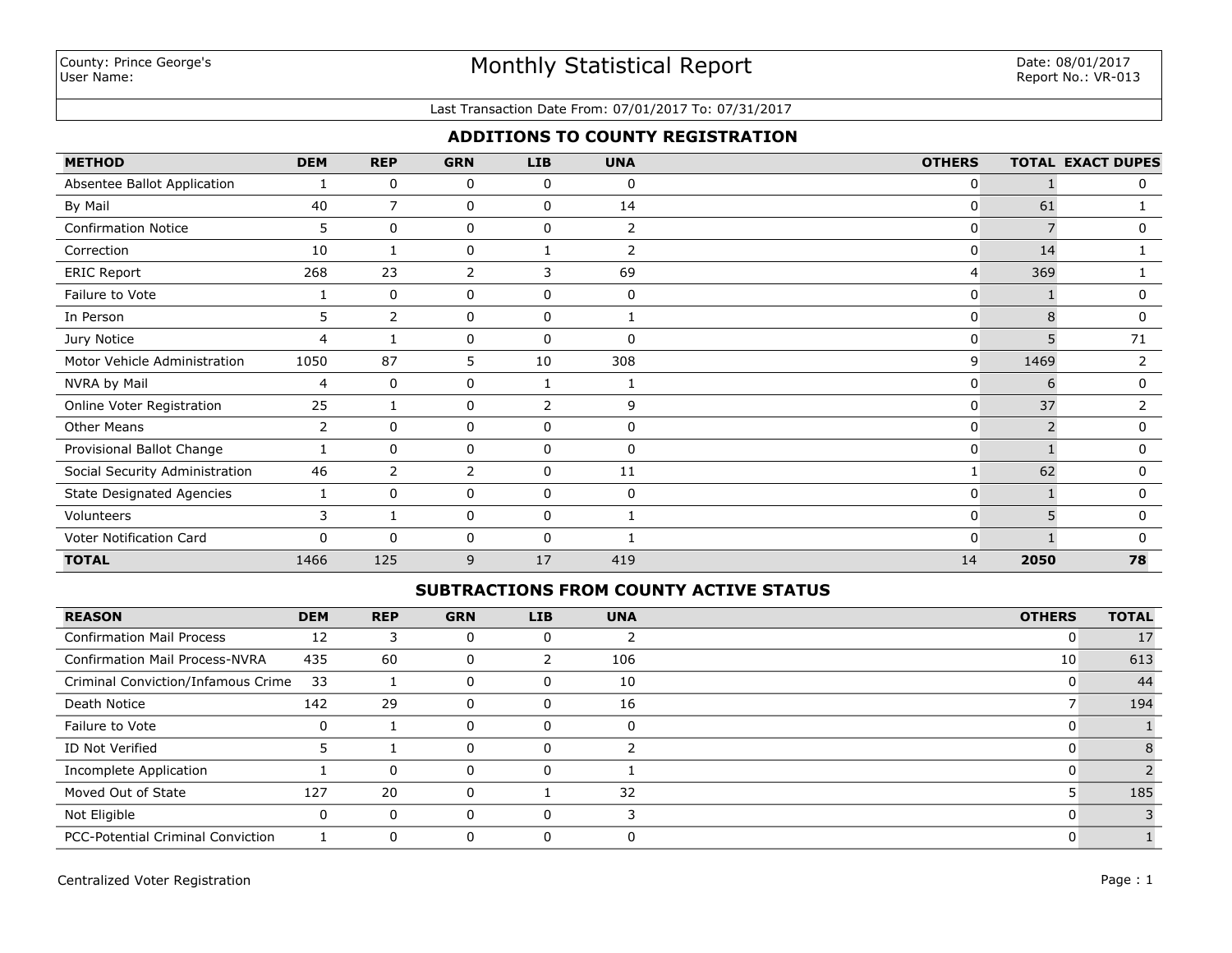County: Prince George's
User Name:

# Monthly Statistical Report

Date: 08/01/2017
Report No.: VR-013

Last Transaction Date From: 07/01/2017 To: 07/31/2017

## ADDITIONS TO COUNTY REGISTRATION

| METHOD | DEM | REP | GRN | LIB | UNA | OTHERS | TOTAL | EXACT DUPES |
|---|---|---|---|---|---|---|---|---|
| Absentee Ballot Application | 1 | 0 | 0 | 0 | 0 | 0 | 1 | 0 |
| By Mail | 40 | 7 | 0 | 0 | 14 | 0 | 61 | 1 |
| Confirmation Notice | 5 | 0 | 0 | 0 | 2 | 0 | 7 | 0 |
| Correction | 10 | 1 | 0 | 1 | 2 | 0 | 14 | 1 |
| ERIC Report | 268 | 23 | 2 | 3 | 69 | 4 | 369 | 1 |
| Failure to Vote | 1 | 0 | 0 | 0 | 0 | 0 | 1 | 0 |
| In Person | 5 | 2 | 0 | 0 | 1 | 0 | 8 | 0 |
| Jury Notice | 4 | 1 | 0 | 0 | 0 | 0 | 5 | 71 |
| Motor Vehicle Administration | 1050 | 87 | 5 | 10 | 308 | 9 | 1469 | 2 |
| NVRA by Mail | 4 | 0 | 0 | 1 | 1 | 0 | 6 | 0 |
| Online Voter Registration | 25 | 1 | 0 | 2 | 9 | 0 | 37 | 2 |
| Other Means | 2 | 0 | 0 | 0 | 0 | 0 | 2 | 0 |
| Provisional Ballot Change | 1 | 0 | 0 | 0 | 0 | 0 | 1 | 0 |
| Social Security Administration | 46 | 2 | 2 | 0 | 11 | 1 | 62 | 0 |
| State Designated Agencies | 1 | 0 | 0 | 0 | 0 | 0 | 1 | 0 |
| Volunteers | 3 | 1 | 0 | 0 | 1 | 0 | 5 | 0 |
| Voter Notification Card | 0 | 0 | 0 | 0 | 1 | 0 | 1 | 0 |
| **TOTAL** | 1466 | 125 | 9 | 17 | 419 | 14 | **2050** | **78** |

## SUBTRACTIONS FROM COUNTY ACTIVE STATUS

| REASON | DEM | REP | GRN | LIB | UNA | OTHERS | TOTAL |
|---|---|---|---|---|---|---|---|
| Confirmation Mail Process | 12 | 3 | 0 | 0 | 2 | 0 | 17 |
| Confirmation Mail Process-NVRA | 435 | 60 | 0 | 2 | 106 | 10 | 613 |
| Criminal Conviction/Infamous Crime | 33 | 1 | 0 | 0 | 10 | 0 | 44 |
| Death Notice | 142 | 29 | 0 | 0 | 16 | 7 | 194 |
| Failure to Vote | 0 | 1 | 0 | 0 | 0 | 0 | 1 |
| ID Not Verified | 5 | 1 | 0 | 0 | 2 | 0 | 8 |
| Incomplete Application | 1 | 0 | 0 | 0 | 1 | 0 | 2 |
| Moved Out of State | 127 | 20 | 0 | 1 | 32 | 5 | 185 |
| Not Eligible | 0 | 0 | 0 | 0 | 3 | 0 | 3 |
| PCC-Potential Criminal Conviction | 1 | 0 | 0 | 0 | 0 | 0 | 1 |

Centralized Voter Registration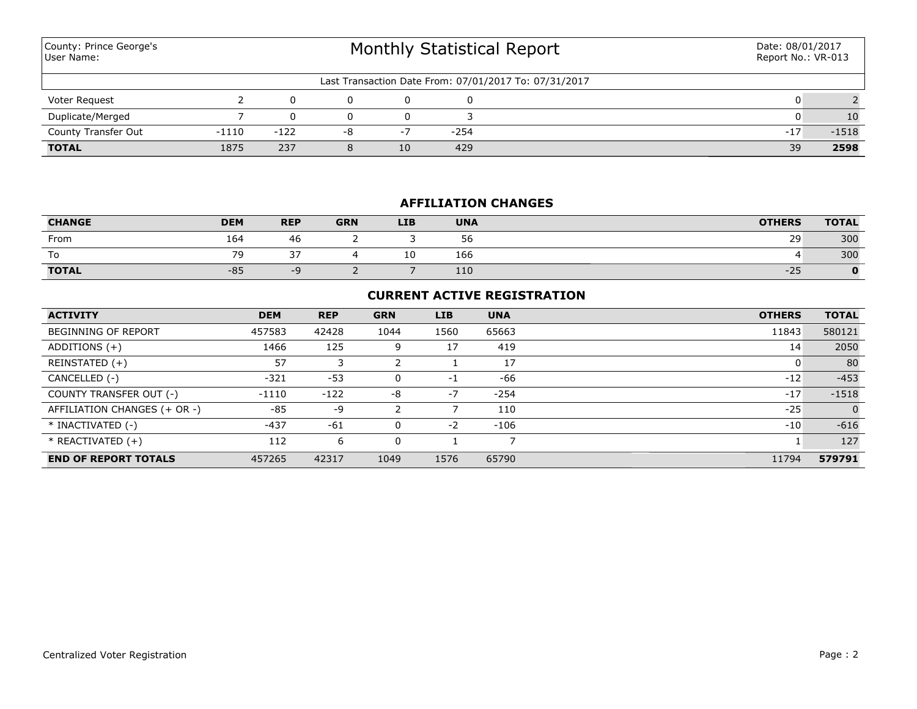County: Prince George's
User Name:

# Monthly Statistical Report

Date: 08/01/2017
Report No.: VR-013

Last Transaction Date From: 07/01/2017 To: 07/31/2017

| | | | | | | | |
|---|---|---|---|---|---|---|---|
| Voter Request | 2 | 0 | 0 | 0 | 0 | 0 | 2 |
| Duplicate/Merged | 7 | 0 | 0 | 0 | 3 | 0 | 10 |
| County Transfer Out | -1110 | -122 | -8 | -7 | -254 | -17 | -1518 |
| **TOTAL** | 1875 | 237 | 8 | 10 | 429 | 39 | **2598** |

## AFFILIATION CHANGES

| CHANGE | DEM | REP | GRN | LIB | UNA | OTHERS | TOTAL |
|---|---|---|---|---|---|---|---|
| From | 164 | 46 | 2 | 3 | 56 | 29 | 300 |
| To | 79 | 37 | 4 | 10 | 166 | 4 | 300 |
| **TOTAL** | -85 | -9 | 2 | 7 | 110 | -25 | **0** |

## CURRENT ACTIVE REGISTRATION

| ACTIVITY | DEM | REP | GRN | LIB | UNA | OTHERS | TOTAL |
|---|---|---|---|---|---|---|---|
| BEGINNING OF REPORT | 457583 | 42428 | 1044 | 1560 | 65663 | 11843 | 580121 |
| ADDITIONS (+) | 1466 | 125 | 9 | 17 | 419 | 14 | 2050 |
| REINSTATED (+) | 57 | 3 | 2 | 1 | 17 | 0 | 80 |
| CANCELLED (-) | -321 | -53 | 0 | -1 | -66 | -12 | -453 |
| COUNTY TRANSFER OUT (-) | -1110 | -122 | -8 | -7 | -254 | -17 | -1518 |
| AFFILIATION CHANGES (+ OR -) | -85 | -9 | 2 | 7 | 110 | -25 | 0 |
| * INACTIVATED (-) | -437 | -61 | 0 | -2 | -106 | -10 | -616 |
| * REACTIVATED (+) | 112 | 6 | 0 | 1 | 7 | 1 | 127 |
| **END OF REPORT TOTALS** | 457265 | 42317 | 1049 | 1576 | 65790 | 11794 | **579791** |

Centralized Voter Registration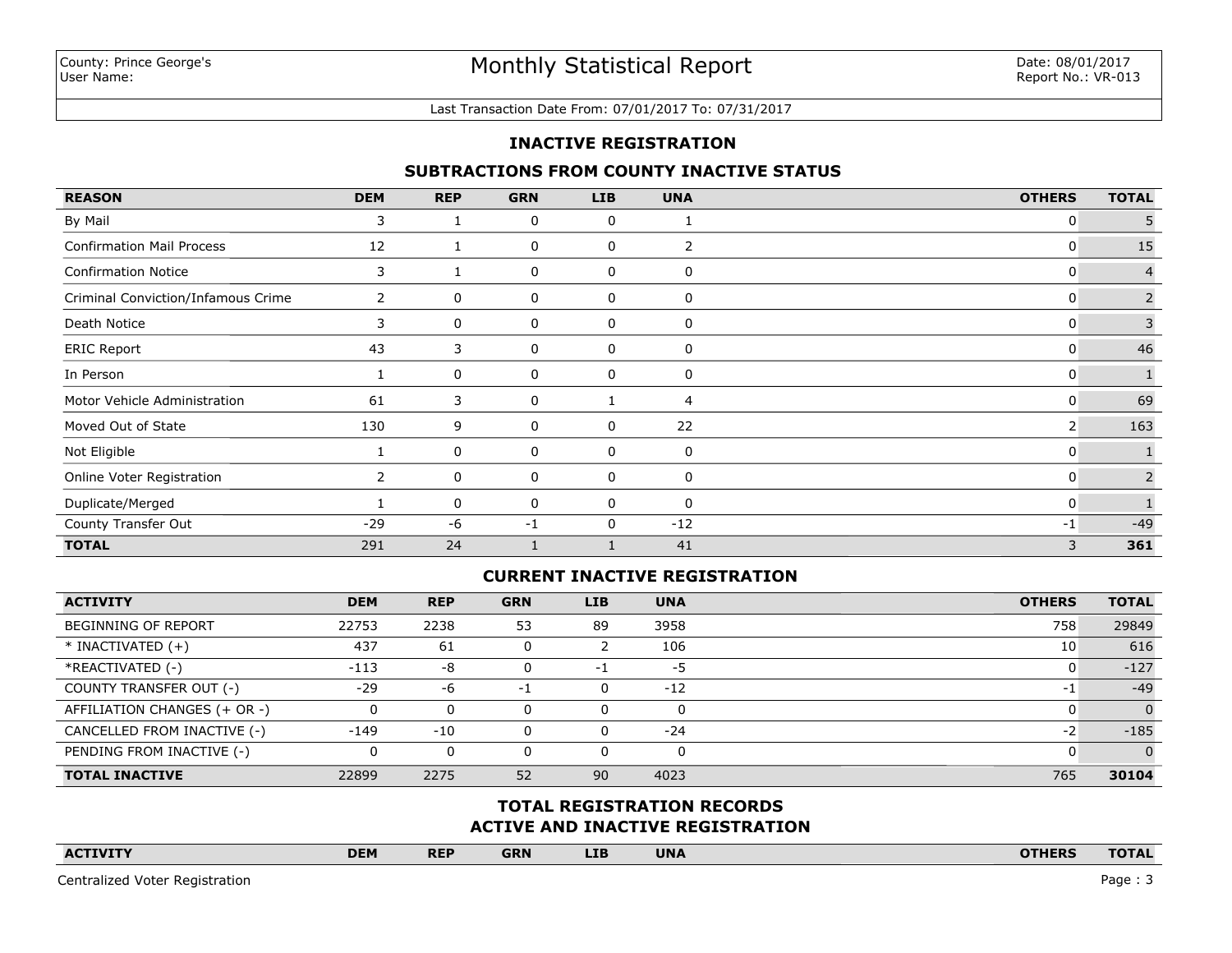County: Prince George's
User Name:

# Monthly Statistical Report

Date: 08/01/2017
Report No.: VR-013

Last Transaction Date From: 07/01/2017 To: 07/31/2017

## INACTIVE REGISTRATION

### SUBTRACTIONS FROM COUNTY INACTIVE STATUS

| REASON | DEM | REP | GRN | LIB | UNA | OTHERS | TOTAL |
|---|---|---|---|---|---|---|---|
| By Mail | 3 | 1 | 0 | 0 | 1 | 0 | 5 |
| Confirmation Mail Process | 12 | 1 | 0 | 0 | 2 | 0 | 15 |
| Confirmation Notice | 3 | 1 | 0 | 0 | 0 | 0 | 4 |
| Criminal Conviction/Infamous Crime | 2 | 0 | 0 | 0 | 0 | 0 | 2 |
| Death Notice | 3 | 0 | 0 | 0 | 0 | 0 | 3 |
| ERIC Report | 43 | 3 | 0 | 0 | 0 | 0 | 46 |
| In Person | 1 | 0 | 0 | 0 | 0 | 0 | 1 |
| Motor Vehicle Administration | 61 | 3 | 0 | 1 | 4 | 0 | 69 |
| Moved Out of State | 130 | 9 | 0 | 0 | 22 | 2 | 163 |
| Not Eligible | 1 | 0 | 0 | 0 | 0 | 0 | 1 |
| Online Voter Registration | 2 | 0 | 0 | 0 | 0 | 0 | 2 |
| Duplicate/Merged | 1 | 0 | 0 | 0 | 0 | 0 | 1 |
| County Transfer Out | -29 | -6 | -1 | 0 | -12 | -1 | -49 |
| **TOTAL** | 291 | 24 | 1 | 1 | 41 | 3 | **361** |

### CURRENT INACTIVE REGISTRATION

| ACTIVITY | DEM | REP | GRN | LIB | UNA | OTHERS | TOTAL |
|---|---|---|---|---|---|---|---|
| BEGINNING OF REPORT | 22753 | 2238 | 53 | 89 | 3958 | 758 | 29849 |
| * INACTIVATED (+) | 437 | 61 | 0 | 2 | 106 | 10 | 616 |
| *REACTIVATED (-) | -113 | -8 | 0 | -1 | -5 | 0 | -127 |
| COUNTY TRANSFER OUT (-) | -29 | -6 | -1 | 0 | -12 | -1 | -49 |
| AFFILIATION CHANGES (+ OR -) | 0 | 0 | 0 | 0 | 0 | 0 | 0 |
| CANCELLED FROM INACTIVE (-) | -149 | -10 | 0 | 0 | -24 | -2 | -185 |
| PENDING FROM INACTIVE (-) | 0 | 0 | 0 | 0 | 0 | 0 | 0 |
| **TOTAL INACTIVE** | 22899 | 2275 | 52 | 90 | 4023 | 765 | **30104** |

### TOTAL REGISTRATION RECORDS
### ACTIVE AND INACTIVE REGISTRATION

| ACTIVITY | DEM | REP | GRN | LIB | UNA | OTHERS | TOTAL |
|---|---|---|---|---|---|---|---|

Centralized Voter Registration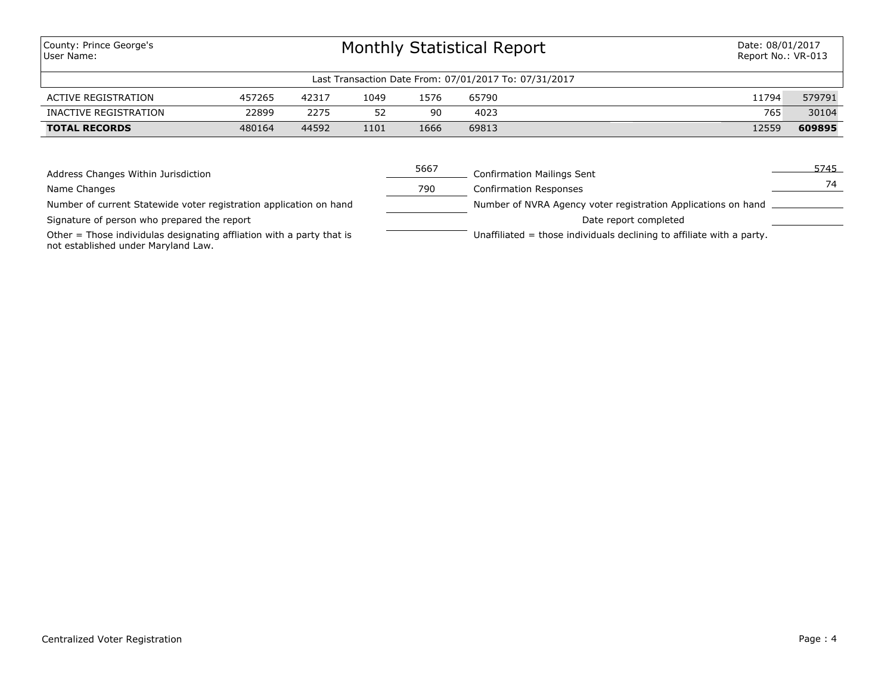County: Prince George's
User Name:

# Monthly Statistical Report

Date: 08/01/2017
Report No.: VR-013

Last Transaction Date From: 07/01/2017 To: 07/31/2017

| | | | | | | | | |
|---|---|---|---|---|---|---|---|---|
| ACTIVE REGISTRATION | 457265 | 42317 | 1049 | 1576 | 65790 | | 11794 | 579791 |
| INACTIVE REGISTRATION | 22899 | 2275 | 52 | 90 | 4023 | | 765 | 30104 |
| **TOTAL RECORDS** | 480164 | 44592 | 1101 | 1666 | 69813 | | 12559 | **609895** |

| | | | |
|---|---|---|---|
| Address Changes Within Jurisdiction | 5667 | Confirmation Mailings Sent | 5745 |
| Name Changes | 790 | Confirmation Responses | 74 |
| Number of current Statewide voter registration application on hand | | Number of NVRA Agency voter registration Applications on hand | |
| Signature of person who prepared the report | | Date report completed | |

Other = Those individulas designating affliation with a party that is not established under Maryland Law.

Unaffiliated = those individuals declining to affiliate with a party.

Centralized Voter Registration